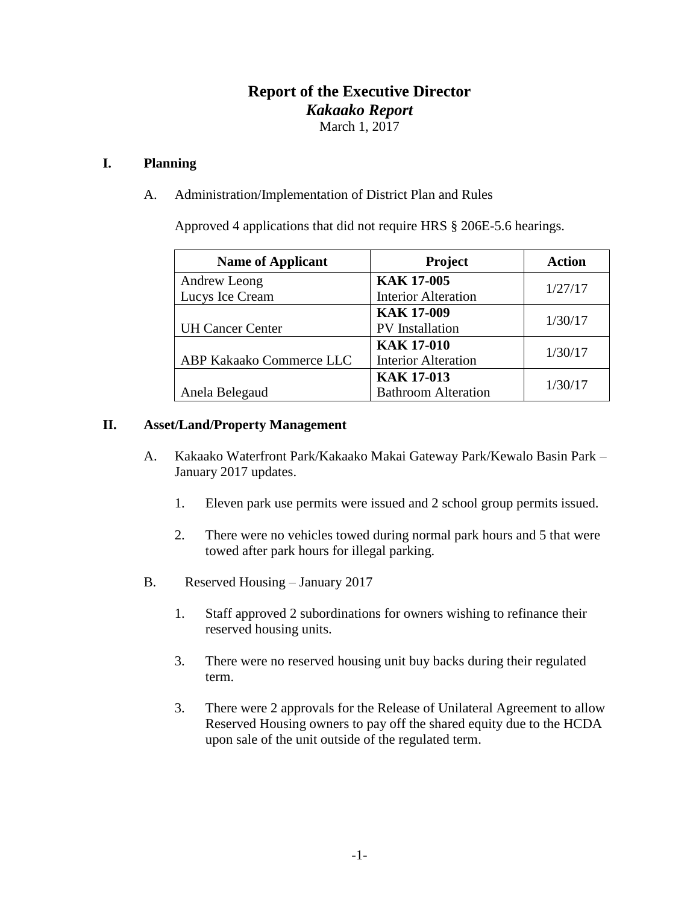# Report of the Executive Director

## *Kakaako Report*

March 1, 2017

## I. Planning

A. Administration/Implementation of District Plan and Rules

Approved 4 applications that did not require HRS § 206E-5.6 hearings.

| Name of Applicant | Project | Action |
|---|---|---|
| Andrew Leong<br>Lucys Ice Cream | **KAK 17-005**<br>Interior Alteration | 1/27/17 |
| UH Cancer Center | **KAK 17-009**<br>PV Installation | 1/30/17 |
| ABP Kakaako Commerce LLC | **KAK 17-010**<br>Interior Alteration | 1/30/17 |
| Anela Belegaud | **KAK 17-013**<br>Bathroom Alteration | 1/30/17 |

## II. Asset/Land/Property Management

A. Kakaako Waterfront Park/Kakaako Makai Gateway Park/Kewalo Basin Park – January 2017 updates.

1. Eleven park use permits were issued and 2 school group permits issued.

2. There were no vehicles towed during normal park hours and 5 that were towed after park hours for illegal parking.

B. Reserved Housing – January 2017

1. Staff approved 2 subordinations for owners wishing to refinance their reserved housing units.

3. There were no reserved housing unit buy backs during their regulated term.

3. There were 2 approvals for the Release of Unilateral Agreement to allow Reserved Housing owners to pay off the shared equity due to the HCDA upon sale of the unit outside of the regulated term.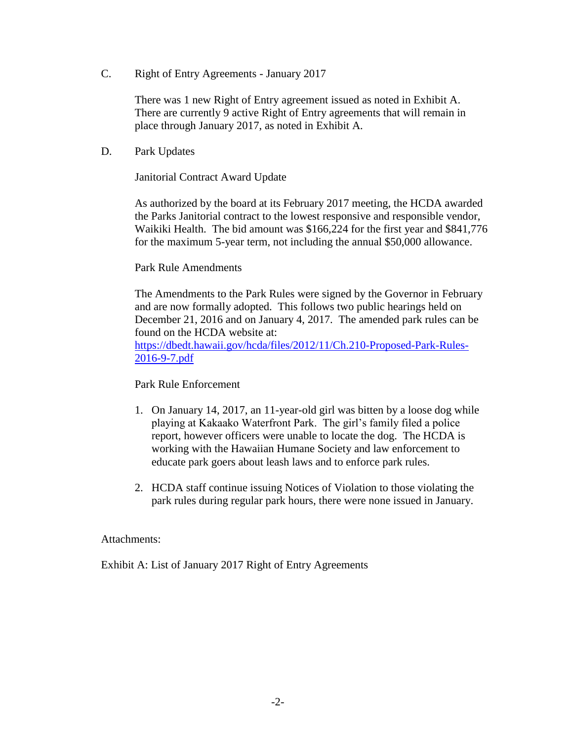C. Right of Entry Agreements - January 2017

There was 1 new Right of Entry agreement issued as noted in Exhibit A. There are currently 9 active Right of Entry agreements that will remain in place through January 2017, as noted in Exhibit A.

D. Park Updates

Janitorial Contract Award Update

As authorized by the board at its February 2017 meeting, the HCDA awarded the Parks Janitorial contract to the lowest responsive and responsible vendor, Waikiki Health. The bid amount was $166,224 for the first year and $841,776 for the maximum 5-year term, not including the annual $50,000 allowance.

Park Rule Amendments

The Amendments to the Park Rules were signed by the Governor in February and are now formally adopted. This follows two public hearings held on December 21, 2016 and on January 4, 2017. The amended park rules can be found on the HCDA website at:
[https://dbedt.hawaii.gov/hcda/files/2012/11/Ch.210-Proposed-Park-Rules-2016-9-7.pdf](https://dbedt.hawaii.gov/hcda/files/2012/11/Ch.210-Proposed-Park-Rules-2016-9-7.pdf)

Park Rule Enforcement

1. On January 14, 2017, an 11-year-old girl was bitten by a loose dog while playing at Kakaako Waterfront Park. The girl's family filed a police report, however officers were unable to locate the dog. The HCDA is working with the Hawaiian Humane Society and law enforcement to educate park goers about leash laws and to enforce park rules.

2. HCDA staff continue issuing Notices of Violation to those violating the park rules during regular park hours, there were none issued in January.

Attachments:

Exhibit A: List of January 2017 Right of Entry Agreements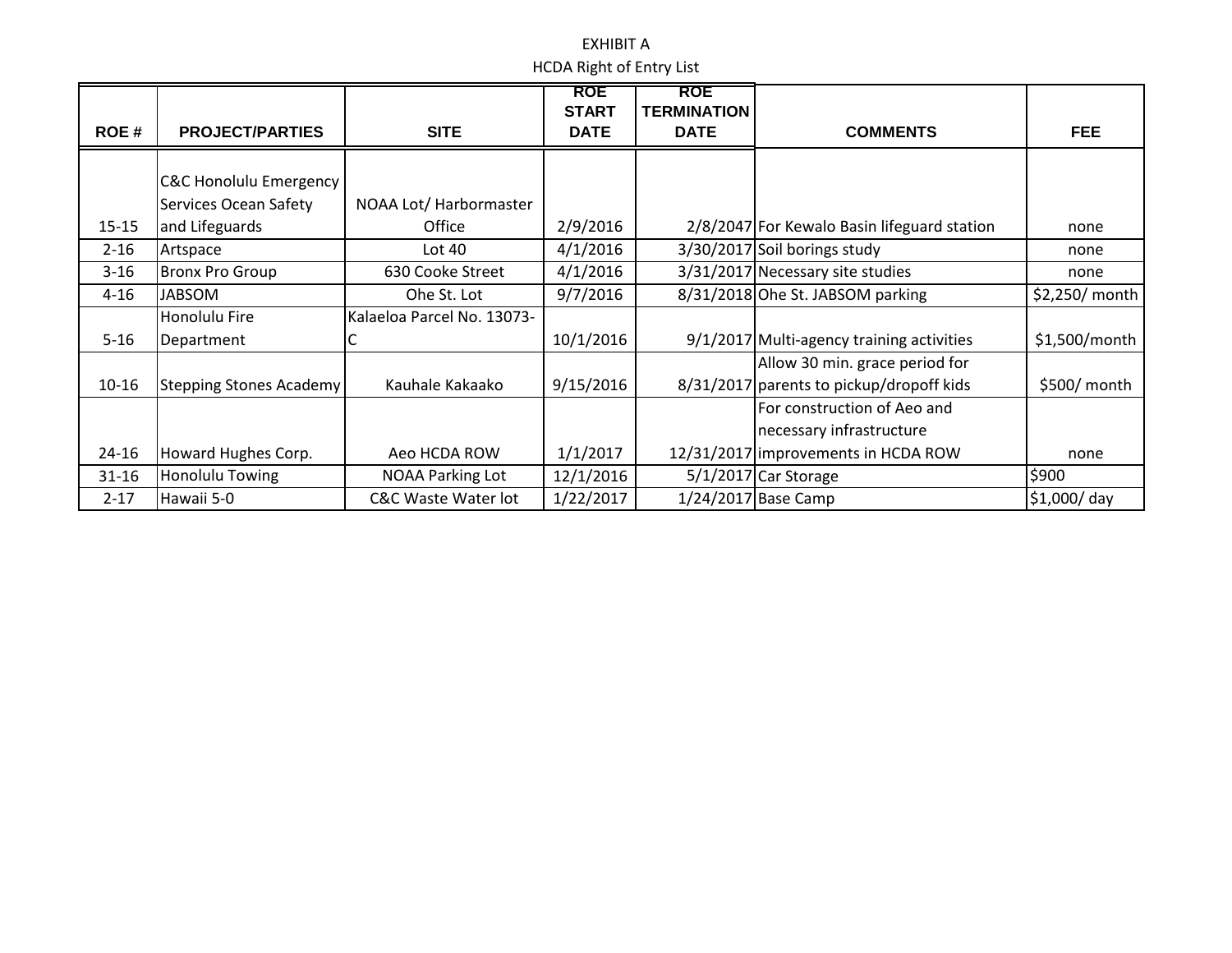EXHIBIT A

HCDA Right of Entry List

| ROE # | PROJECT/PARTIES | SITE | ROE START DATE | ROE TERMINATION DATE | COMMENTS | FEE |
|---|---|---|---|---|---|---|
| 15-15 | C&C Honolulu Emergency Services Ocean Safety and Lifeguards | NOAA Lot/ Harbormaster Office | 2/9/2016 | 2/8/2047 | For Kewalo Basin lifeguard station | none |
| 2-16 | Artspace | Lot 40 | 4/1/2016 | 3/30/2017 | Soil borings study | none |
| 3-16 | Bronx Pro Group | 630 Cooke Street | 4/1/2016 | 3/31/2017 | Necessary site studies | none |
| 4-16 | JABSOM | Ohe St. Lot | 9/7/2016 | 8/31/2018 | Ohe St. JABSOM parking | $2,250/ month |
| 5-16 | Honolulu Fire Department | Kalaeloa Parcel No. 13073-C | 10/1/2016 | 9/1/2017 | Multi-agency training activities | $1,500/month |
| 10-16 | Stepping Stones Academy | Kauhale Kakaako | 9/15/2016 | 8/31/2017 | Allow 30 min. grace period for parents to pickup/dropoff kids | $500/ month |
| 24-16 | Howard Hughes Corp. | Aeo HCDA ROW | 1/1/2017 | 12/31/2017 | For construction of Aeo and necessary infrastructure improvements in HCDA ROW | none |
| 31-16 | Honolulu Towing | NOAA Parking Lot | 12/1/2016 | 5/1/2017 | Car Storage | $900 |
| 2-17 | Hawaii 5-0 | C&C Waste Water lot | 1/22/2017 | 1/24/2017 | Base Camp | $1,000/ day |